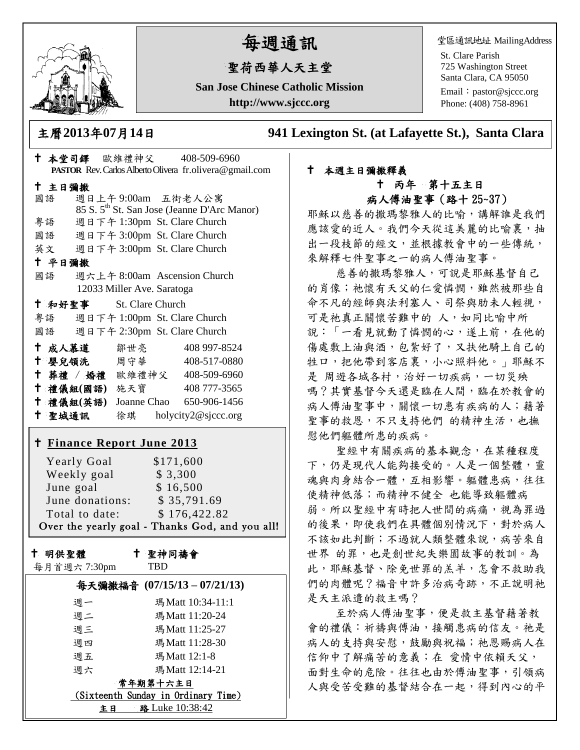# 每週通訊

## 聖荷西華人天主堂

**San Jose Chinese Catholic Mission**

**http://www.sjccc.org**

堂區通訊地址 MailingAddress
St. Clare Parish
725 Washington Street
Santa Clara, CA 95050
Email：pastor@sjccc.org
Phone: (408) 758-8961

**主曆2013年07月14日**　　**941 Lexington St. (at Lafayette St.), Santa Clara**

✝ **本堂司鐸** 歐維禮神父 408-509-6960
**PASTOR** Rev. Carlos Alberto Olivera fr.olivera@gmail.com

✝ **主日彌撒**
國語 週日上午 9:00am 五街老人公寓
85 S. 5th St. San Jose (Jeanne D'Arc Manor)
粵語 週日下午 1:30pm St. Clare Church
國語 週日下午 3:00pm St. Clare Church
英文 週日下午 3:00pm St. Clare Church

✝ **平日彌撒**
國語 週六上午 8:00am Ascension Church
12033 Miller Ave. Saratoga

✝ **和好聖事** St. Clare Church
粵語 週日下午 1:00pm St. Clare Church
國語 週日下午 2:30pm St. Clare Church

| | | |
|---|---|---|
| ✝ **成人慕道** | 鄒世亮 | 408 997-8524 |
| ✝ **嬰兒領洗** | 周守華 | 408-517-0880 |
| ✝ **葬禮 / 婚禮** | 歐維禮神父 | 408-509-6960 |
| ✝ **禮儀組(國語)** | 施天寶 | 408 777-3565 |
| ✝ **禮儀組(英語)** | Joanne Chao | 650-906-1456 |
| ✝ **聖城通訊** | 徐琪 | holycity2@sjccc.org |

✝ **Finance Report June 2013**

| | |
|---|---|
| Yearly Goal | $171,600 |
| Weekly goal | $ 3,300 |
| June goal | $ 16,500 |
| June donations: | $ 35,791.69 |
| Total to date: | $ 176,422.82 |

Over the yearly goal - Thanks God, and you all!

✝ **明供聖體** 每月首週六 7:30pm
✝ **聖神同禱會** TBD

**每天彌撒福音 (07/15/13 – 07/21/13)**

| | |
|---|---|
| 週一 | 瑪 Matt 10:34-11:1 |
| 週二 | 瑪 Matt 11:20-24 |
| 週三 | 瑪 Matt 11:25-27 |
| 週四 | 瑪 Matt 11:28-30 |
| 週五 | 瑪 Matt 12:1-8 |
| 週六 | 瑪 Matt 12:14-21 |

常年期第十六主日
(Sixteenth Sunday in Ordinary Time)
**主日** 路 Luke 10:38:42

✝ **本週主日彌撒釋義**

✝ **丙年 第十五主日**
**病人傅油聖事（路十 25~37）**

耶穌以慈善的撒瑪黎雅人的比喻，講解誰是我們應該愛的近人。我們今天從這美麗的比喻裏，抽出一段枝節的經文，並根據教會中的一些傳統，來解釋七件聖事之一的病人傅油聖事。

慈善的撒瑪黎雅人，可說是耶穌基督自己的肖像；祂懷有天父的仁愛憐憫，雖然被那些自命不凡的經師與法利塞人、司祭與肋未人輕視，可是祂真正關懷苦難中的 人，如同比喻中所說：「一看見就動了憐憫的心，遂上前，在他的傷處敷上油與酒，包紮好了，又扶他騎上自己的牲口，把他帶到客店裏，小心照料他。」耶穌不是 周遊各城各村，治好一切疾病，一切災殃嗎？其實基督今天還是臨在人間，臨在於教會的病人傅油聖事中，關懷一切患有疾病的人；藉著聖事的救恩，不只支持他們 的精神生活，也撫慰他們軀體所患的疾病。

聖經中有關疾病的基本觀念，在某種程度下，仍是現代人能夠接受的。人是一個整體，靈魂與肉身結合一體，互相影響。軀體患病，往往使精神低落；而精神不健全 也能導致軀體病弱。所以聖經中有時把人世間的病痛，視為罪過的後果，即使我們在具體個別情況下，對於病人不該如此判斷；不過就人類整體來說，病苦來自世界 的罪，也是創世紀失樂園故事的教訓。為此，耶穌基督、除免世罪的羔羊，怎會不救助我們的肉體呢？福音中許多治病奇跡，不正說明祂是天主派遣的救主嗎？

至於病人傅油聖事，便是救主基督藉著教會的禮儀：祈禱與傅油，接觸患病的信友。祂是病人的支持與安慰，鼓勵與祝福；祂恩賜病人在信仰中了解痛苦的意義；在 愛情中依賴天父，面對生命的危險。往往也由於傅油聖事，引領病人與受苦受難的基督結合在一起，得到內心的平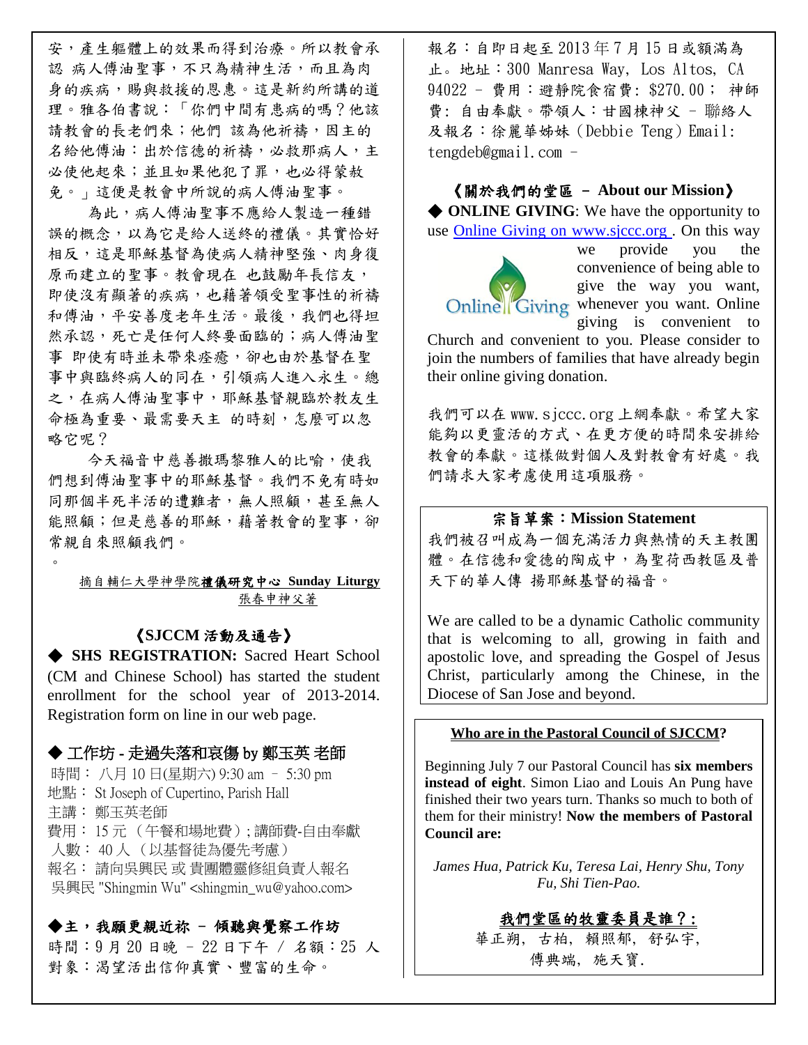安，產生軀體上的效果而得到治療。所以教會承認 病人傅油聖事，不只為精神生活，而且為肉身的疾病，賜與救援的恩惠。這是新約所講的道理。雅各伯書說：「你們中間有患病的嗎？他該請教會的長老們來；他們 該為他祈禱，因主的名給他傅油：出於信德的祈禱，必救那病人，主必使他起來；並且如果他犯了罪，也必得蒙赦免。」這便是教會中所說的病人傅油聖事。

為此，病人傅油聖事不應給人製造一種錯誤的概念，以為它是給人送終的禮儀。其實恰好相反，這是耶穌基督為使病人精神堅強、肉身復原而建立的聖事。教會現在 也鼓勵年長信友，即使沒有顯著的疾病，也藉著領受聖事性的祈禱和傅油，平安善度老年生活。最後，我們也得坦然承認，死亡是任何人終要面臨的；病人傅油聖事 即使有時並未帶來痊癒，卻也由於基督在聖事中與臨終病人的同在，引領病人進入永生。總之，在病人傅油聖事中，耶穌基督親臨於教友生命極為重要、最需要天主 的時刻，怎麼可以忽略它呢？

今天福音中慈善撒瑪黎雅人的比喻，使我們想到傳油聖事中的耶穌基督。我們不免有時如同那個半死半活的遭難者，無人照顧，甚至無人能照顧；但是慈善的耶穌，藉著教會的聖事，卻常親自來照顧我們。

。

摘自輔仁大學神學院**禮儀研究中心 Sunday Liturgy**
張春申神父著

## 《SJCCM 活動及通告》

◆ **SHS REGISTRATION:** Sacred Heart School (CM and Chinese School) has started the student enrollment for the school year of 2013-2014. Registration form on line in our web page.

### ◆ 工作坊 - 走過失落和哀傷 by 鄭玉英 老師

時間： 八月 10 日(星期六) 9:30 am – 5:30 pm
地點： St Joseph of Cupertino, Parish Hall
主講： 鄭玉英老師
費用： 15 元 （午餐和場地費）; 講師費-自由奉獻
人數： 40 人 （以基督徒為優先考慮）
報名： 請向吳興民 或 貴團體靈修組負責人報名
吳興民 "Shingmin Wu" <shingmin_wu@yahoo.com>

### ◆主，我願更親近祢 – 傾聽與覺察工作坊

時間：9 月 20 日晚 – 22 日下午 / 名額：25 人
對象：渴望活出信仰真實、豐富的生命。

報名：自即日起至 2013 年 7 月 15 日或額滿為止。地址：300 Manresa Way, Los Altos, CA 94022 – 費用：避靜院食宿費: $270.00； 神師費: 自由奉獻。帶領人：甘國棟神父 – 聯絡人及報名：徐麗華姊妹（Debbie Teng）Email: tengdeb@gmail.com –

## 《關於我們的堂區 – About our Mission》

◆ **ONLINE GIVING**: We have the opportunity to use Online Giving on www.sjccc.org . On this way we provide you the convenience of being able to give the way you want, whenever you want. Online giving is convenient to Church and convenient to you. Please consider to join the numbers of families that have already begin their online giving donation.

我們可以在 www.sjccc.org 上網奉獻。希望大家能夠以更靈活的方式、在更方便的時間來安排給教會的奉獻。這樣做對個人及對教會有好處。我們請求大家考慮使用這項服務。

### 宗旨草案：Mission Statement

我們被召叫成為一個充滿活力與熱情的天主教團體。在信德和愛德的陶成中，為聖荷西教區及普天下的華人傳 揚耶穌基督的福音。

We are called to be a dynamic Catholic community that is welcoming to all, growing in faith and apostolic love, and spreading the Gospel of Jesus Christ, particularly among the Chinese, in the Diocese of San Jose and beyond.

### Who are in the Pastoral Council of SJCCM?

Beginning July 7 our Pastoral Council has **six members instead of eight**. Simon Liao and Louis An Pung have finished their two years turn. Thanks so much to both of them for their ministry! **Now the members of Pastoral Council are:**

*James Hua, Patrick Ku, Teresa Lai, Henry Shu, Tony Fu, Shi Tien-Pao.*

**我們堂區的牧靈委員是誰？：**

華正朔, 古柏, 賴照郁, 舒弘宇,
傅典端, 施天寶.